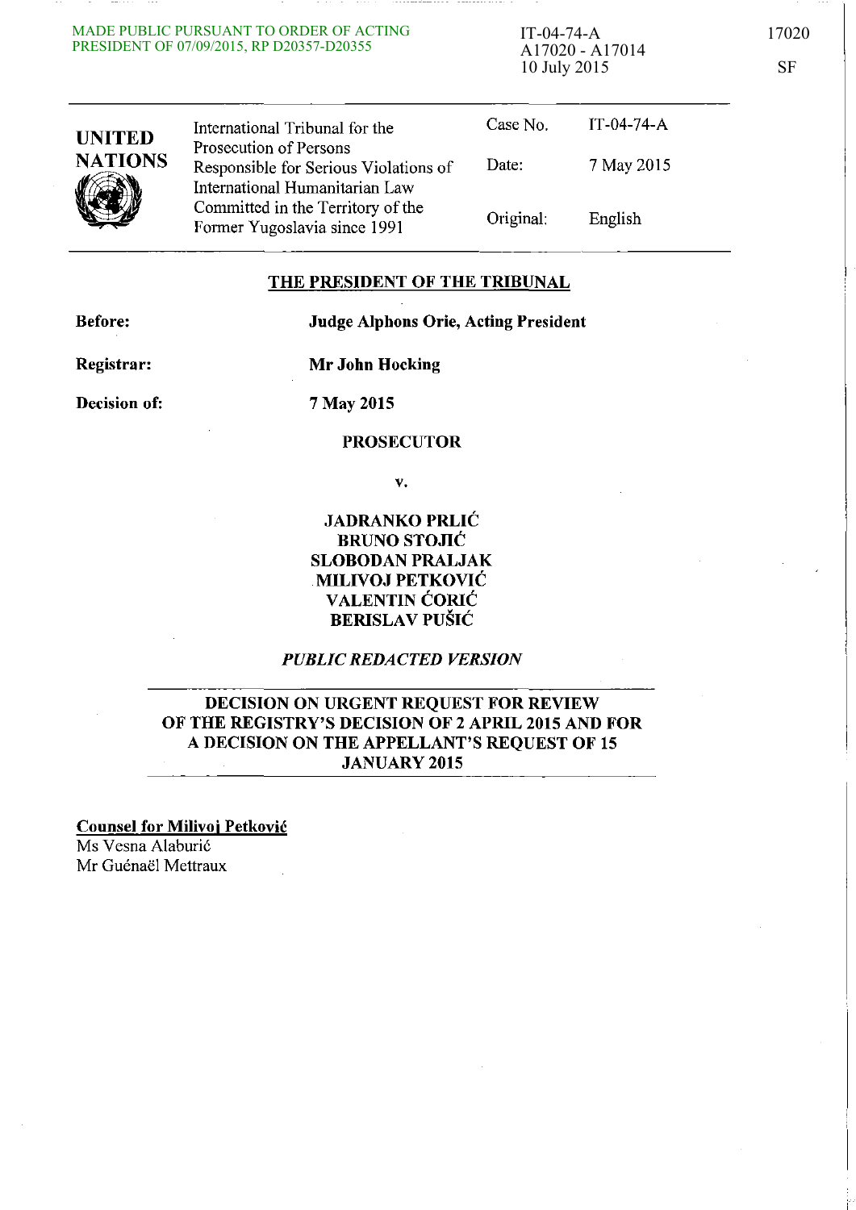MADE PUBLIC PURSUANT TO ORDER OF ACTING PRESIDENT OF 07/09/2015, RP D20357-D20355

IT-04-74-A
A17020 - A17014
10 July 2015

17020

SF

| UNITED NATIONS | International Tribunal for the Prosecution of Persons Responsible for Serious Violations of International Humanitarian Law Committed in the Territory of the Former Yugoslavia since 1991 | Case No. | IT-04-74-A |
|---|---|---|---|
| | | Date: | 7 May 2015 |
| | | Original: | English |

## THE PRESIDENT OF THE TRIBUNAL

**Before:** **Judge Alphons Orie, Acting President**

**Registrar:** **Mr John Hocking**

**Decision of:** **7 May 2015**

**PROSECUTOR**

**v.**

**JADRANKO PRLIĆ**
**BRUNO STOJIĆ**
**SLOBODAN PRALJAK**
**MILIVOJ PETKOVIĆ**
**VALENTIN ĆORIĆ**
**BERISLAV PUŠIĆ**

*PUBLIC REDACTED VERSION*

## DECISION ON URGENT REQUEST FOR REVIEW OF THE REGISTRY'S DECISION OF 2 APRIL 2015 AND FOR A DECISION ON THE APPELLANT'S REQUEST OF 15 JANUARY 2015

**Counsel for Milivoj Petković**
Ms Vesna Alaburić
Mr Guénaël Mettraux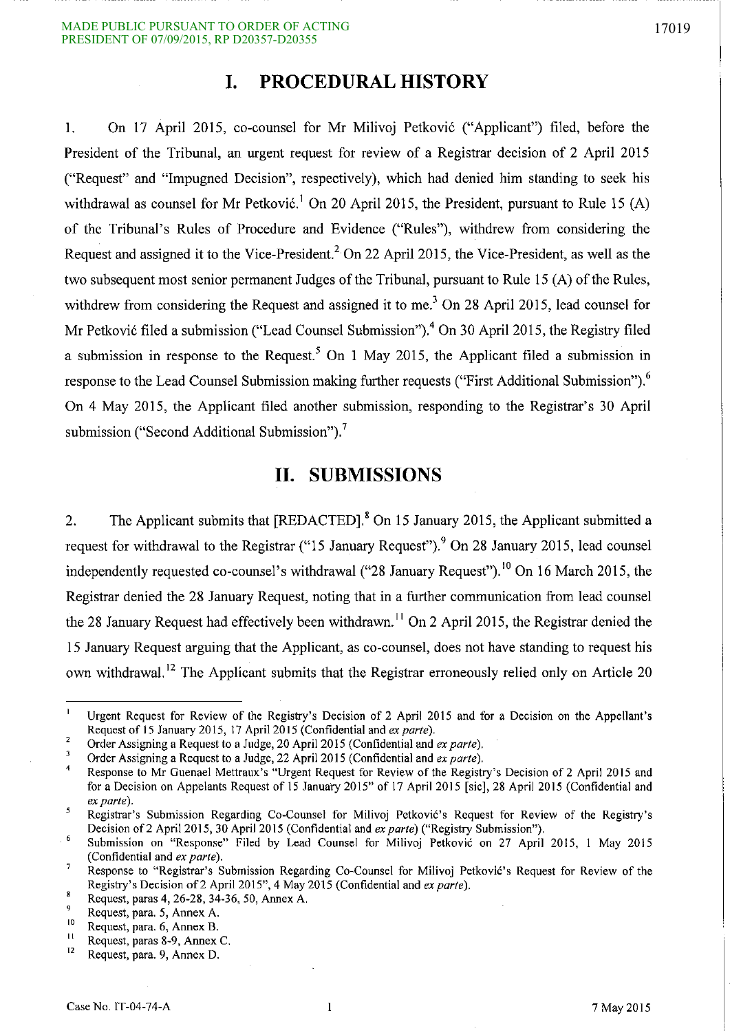# I. PROCEDURAL HISTORY

1. On 17 April 2015, co-counsel for Mr Milivoj Petković ("Applicant") filed, before the President of the Tribunal, an urgent request for review of a Registrar decision of 2 April 2015 ("Request" and "Impugned Decision", respectively), which had denied him standing to seek his withdrawal as counsel for Mr Petković.[1] On 20 April 2015, the President, pursuant to Rule 15 (A) of the Tribunal's Rules of Procedure and Evidence ("Rules"), withdrew from considering the Request and assigned it to the Vice-President.[2] On 22 April 2015, the Vice-President, as well as the two subsequent most senior permanent Judges of the Tribunal, pursuant to Rule 15 (A) of the Rules, withdrew from considering the Request and assigned it to me.[3] On 28 April 2015, lead counsel for Mr Petković filed a submission ("Lead Counsel Submission").[4] On 30 April 2015, the Registry filed a submission in response to the Request.[5] On 1 May 2015, the Applicant filed a submission in response to the Lead Counsel Submission making further requests ("First Additional Submission").[6] On 4 May 2015, the Applicant filed another submission, responding to the Registrar's 30 April submission ("Second Additional Submission").[7]

# II. SUBMISSIONS

2. The Applicant submits that [REDACTED].[8] On 15 January 2015, the Applicant submitted a request for withdrawal to the Registrar ("15 January Request").[9] On 28 January 2015, lead counsel independently requested co-counsel's withdrawal ("28 January Request").[10] On 16 March 2015, the Registrar denied the 28 January Request, noting that in a further communication from lead counsel the 28 January Request had effectively been withdrawn.[11] On 2 April 2015, the Registrar denied the 15 January Request arguing that the Applicant, as co-counsel, does not have standing to request his own withdrawal.[12] The Applicant submits that the Registrar erroneously relied only on Article 20

---

[1] Urgent Request for Review of the Registry's Decision of 2 April 2015 and for a Decision on the Appellant's Request of 15 January 2015, 17 April 2015 (Confidential and *ex parte*).

[2] Order Assigning a Request to a Judge, 20 April 2015 (Confidential and *ex parte*).

[3] Order Assigning a Request to a Judge, 22 April 2015 (Confidential and *ex parte*).

[4] Response to Mr Guenael Mettraux's "Urgent Request for Review of the Registry's Decision of 2 April 2015 and for a Decision on Appelants Request of 15 January 2015" of 17 April 2015 [sic], 28 April 2015 (Confidential and *ex parte*).

[5] Registrar's Submission Regarding Co-Counsel for Milivoj Petković's Request for Review of the Registry's Decision of 2 April 2015, 30 April 2015 (Confidential and *ex parte*) ("Registry Submission").

[6] Submission on "Response" Filed by Lead Counsel for Milivoj Petković on 27 April 2015, 1 May 2015 (Confidential and *ex parte*).

[7] Response to "Registrar's Submission Regarding Co-Counsel for Milivoj Petković's Request for Review of the Registry's Decision of 2 April 2015", 4 May 2015 (Confidential and *ex parte*).

[8] Request, paras 4, 26-28, 34-36, 50, Annex A.

[9] Request, para. 5, Annex A.

[10] Request, para. 6, Annex B.

[11] Request, paras 8-9, Annex C.

[12] Request, para. 9, Annex D.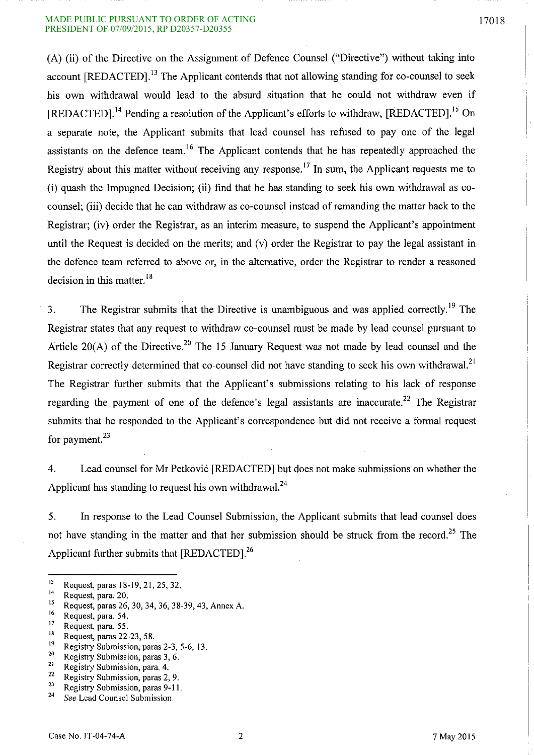(A) (ii) of the Directive on the Assignment of Defence Counsel ("Directive") without taking into account [REDACTED].[13] The Applicant contends that not allowing standing for co-counsel to seek his own withdrawal would lead to the absurd situation that he could not withdraw even if [REDACTED].[14] Pending a resolution of the Applicant's efforts to withdraw, [REDACTED].[15] On a separate note, the Applicant submits that lead counsel has refused to pay one of the legal assistants on the defence team.[16] The Applicant contends that he has repeatedly approached the Registry about this matter without receiving any response.[17] In sum, the Applicant requests me to (i) quash the Impugned Decision; (ii) find that he has standing to seek his own withdrawal as co-counsel; (iii) decide that he can withdraw as co-counsel instead of remanding the matter back to the Registrar; (iv) order the Registrar, as an interim measure, to suspend the Applicant's appointment until the Request is decided on the merits; and (v) order the Registrar to pay the legal assistant in the defence team referred to above or, in the alternative, order the Registrar to render a reasoned decision in this matter.[18]

3. The Registrar submits that the Directive is unambiguous and was applied correctly.[19] The Registrar states that any request to withdraw co-counsel must be made by lead counsel pursuant to Article 20(A) of the Directive.[20] The 15 January Request was not made by lead counsel and the Registrar correctly determined that co-counsel did not have standing to seek his own withdrawal.[21] The Registrar further submits that the Applicant's submissions relating to his lack of response regarding the payment of one of the defence's legal assistants are inaccurate.[22] The Registrar submits that he responded to the Applicant's correspondence but did not receive a formal request for payment.[23]

4. Lead counsel for Mr Petković [REDACTED] but does not make submissions on whether the Applicant has standing to request his own withdrawal.[24]

5. In response to the Lead Counsel Submission, the Applicant submits that lead counsel does not have standing in the matter and that her submission should be struck from the record.[25] The Applicant further submits that [REDACTED].[26]

---

[13] Request, paras 18-19, 21, 25, 32.

[14] Request, para. 20.

[15] Request, paras 26, 30, 34, 36, 38-39, 43, Annex A.

[16] Request, para. 54.

[17] Request, para. 55.

[18] Request, paras 22-23, 58.

[19] Registry Submission, paras 2-3, 5-6, 13.

[20] Registry Submission, paras 3, 6.

[21] Registry Submission, para. 4.

[22] Registry Submission, paras 2, 9.

[23] Registry Submission, paras 9-11.

[24] *See* Lead Counsel Submission.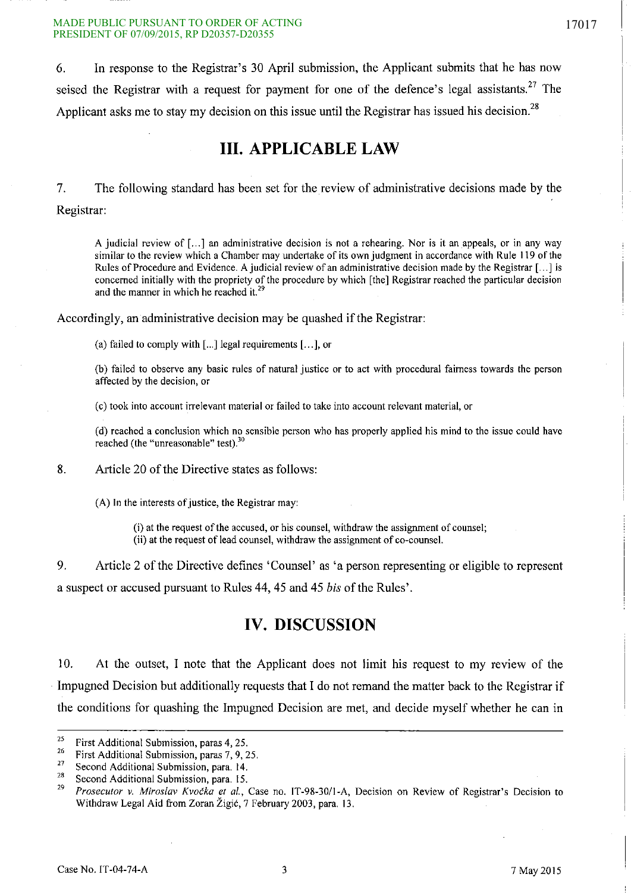6. In response to the Registrar's 30 April submission, the Applicant submits that he has now seised the Registrar with a request for payment for one of the defence's legal assistants.[27] The Applicant asks me to stay my decision on this issue until the Registrar has issued his decision.[28]

# III. APPLICABLE LAW

7. The following standard has been set for the review of administrative decisions made by the Registrar:

> A judicial review of [...] an administrative decision is not a rehearing. Nor is it an appeals, or in any way similar to the review which a Chamber may undertake of its own judgment in accordance with Rule 119 of the Rules of Procedure and Evidence. A judicial review of an administrative decision made by the Registrar [...] is concerned initially with the propriety of the procedure by which [the] Registrar reached the particular decision and the manner in which he reached it.[29]

Accordingly, an administrative decision may be quashed if the Registrar:

> (a) failed to comply with [...] legal requirements [...], or
>
> (b) failed to observe any basic rules of natural justice or to act with procedural fairness towards the person affected by the decision, or
>
> (c) took into account irrelevant material or failed to take into account relevant material, or
>
> (d) reached a conclusion which no sensible person who has properly applied his mind to the issue could have reached (the "unreasonable" test).[30]

8. Article 20 of the Directive states as follows:

> (A) In the interests of justice, the Registrar may:
>
> (i) at the request of the accused, or his counsel, withdraw the assignment of counsel;
> (ii) at the request of lead counsel, withdraw the assignment of co-counsel.

9. Article 2 of the Directive defines 'Counsel' as 'a person representing or eligible to represent a suspect or accused pursuant to Rules 44, 45 and 45 *bis* of the Rules'.

# IV. DISCUSSION

10. At the outset, I note that the Applicant does not limit his request to my review of the Impugned Decision but additionally requests that I do not remand the matter back to the Registrar if the conditions for quashing the Impugned Decision are met, and decide myself whether he can in

---

[25] First Additional Submission, paras 4, 25.

[26] First Additional Submission, paras 7, 9, 25.

[27] Second Additional Submission, para. 14.

[28] Second Additional Submission, para. 15.

[29] *Prosecutor v. Miroslav Kvočka et al.*, Case no. IT-98-30/1-A, Decision on Review of Registrar's Decision to Withdraw Legal Aid from Zoran Žigić, 7 February 2003, para. 13.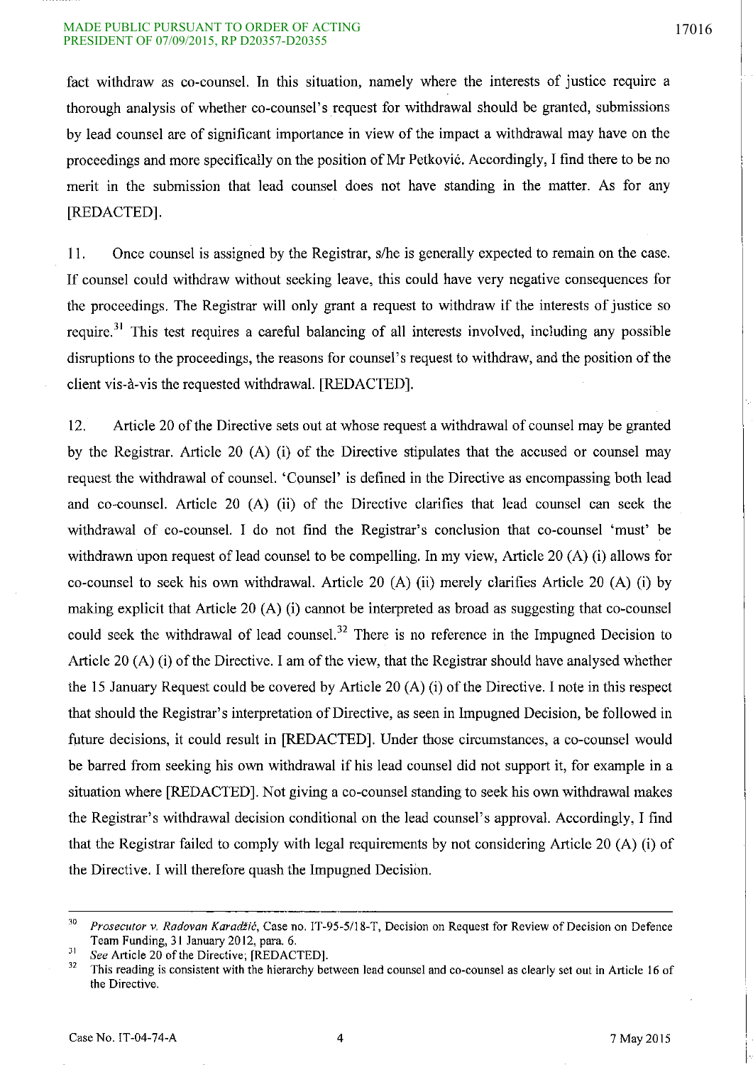fact withdraw as co-counsel. In this situation, namely where the interests of justice require a thorough analysis of whether co-counsel's request for withdrawal should be granted, submissions by lead counsel are of significant importance in view of the impact a withdrawal may have on the proceedings and more specifically on the position of Mr Petković. Accordingly, I find there to be no merit in the submission that lead counsel does not have standing in the matter. As for any [REDACTED].

11. Once counsel is assigned by the Registrar, s/he is generally expected to remain on the case. If counsel could withdraw without seeking leave, this could have very negative consequences for the proceedings. The Registrar will only grant a request to withdraw if the interests of justice so require.[31] This test requires a careful balancing of all interests involved, including any possible disruptions to the proceedings, the reasons for counsel's request to withdraw, and the position of the client vis-à-vis the requested withdrawal. [REDACTED].

12. Article 20 of the Directive sets out at whose request a withdrawal of counsel may be granted by the Registrar. Article 20 (A) (i) of the Directive stipulates that the accused or counsel may request the withdrawal of counsel. 'Counsel' is defined in the Directive as encompassing both lead and co-counsel. Article 20 (A) (ii) of the Directive clarifies that lead counsel can seek the withdrawal of co-counsel. I do not find the Registrar's conclusion that co-counsel 'must' be withdrawn upon request of lead counsel to be compelling. In my view, Article 20 (A) (i) allows for co-counsel to seek his own withdrawal. Article 20 (A) (ii) merely clarifies Article 20 (A) (i) by making explicit that Article 20 (A) (i) cannot be interpreted as broad as suggesting that co-counsel could seek the withdrawal of lead counsel.[32] There is no reference in the Impugned Decision to Article 20 (A) (i) of the Directive. I am of the view, that the Registrar should have analysed whether the 15 January Request could be covered by Article 20 (A) (i) of the Directive. I note in this respect that should the Registrar's interpretation of Directive, as seen in Impugned Decision, be followed in future decisions, it could result in [REDACTED]. Under those circumstances, a co-counsel would be barred from seeking his own withdrawal if his lead counsel did not support it, for example in a situation where [REDACTED]. Not giving a co-counsel standing to seek his own withdrawal makes the Registrar's withdrawal decision conditional on the lead counsel's approval. Accordingly, I find that the Registrar failed to comply with legal requirements by not considering Article 20 (A) (i) of the Directive. I will therefore quash the Impugned Decision.

---

[30] *Prosecutor v. Radovan Karadžić*, Case no. IT-95-5/18-T, Decision on Request for Review of Decision on Defence Team Funding, 31 January 2012, para. 6.

[31] *See* Article 20 of the Directive; [REDACTED].

[32] This reading is consistent with the hierarchy between lead counsel and co-counsel as clearly set out in Article 16 of the Directive.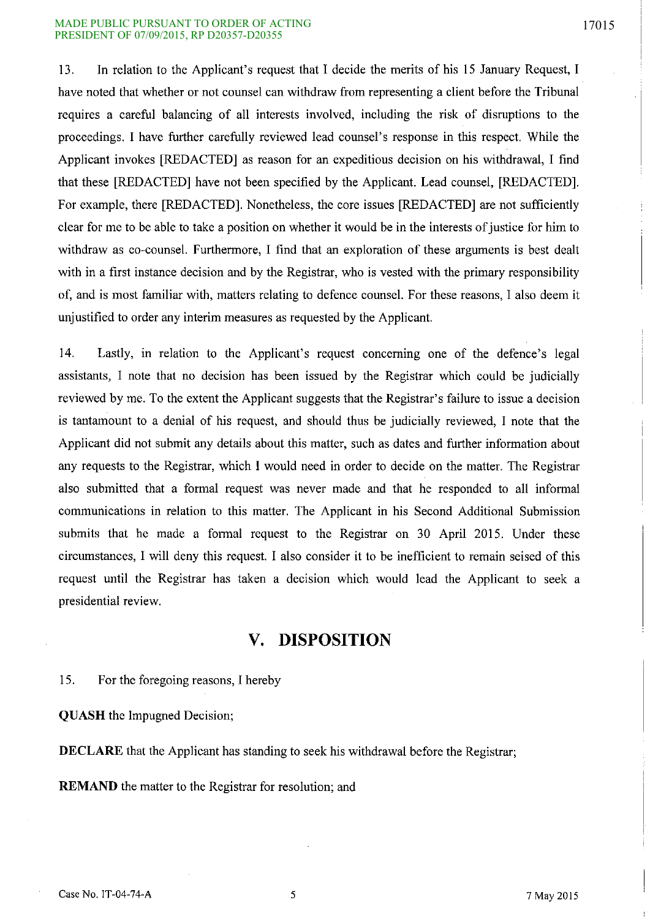13. In relation to the Applicant's request that I decide the merits of his 15 January Request, I have noted that whether or not counsel can withdraw from representing a client before the Tribunal requires a careful balancing of all interests involved, including the risk of disruptions to the proceedings. I have further carefully reviewed lead counsel's response in this respect. While the Applicant invokes [REDACTED] as reason for an expeditious decision on his withdrawal, I find that these [REDACTED] have not been specified by the Applicant. Lead counsel, [REDACTED]. For example, there [REDACTED]. Nonetheless, the core issues [REDACTED] are not sufficiently clear for me to be able to take a position on whether it would be in the interests of justice for him to withdraw as co-counsel. Furthermore, I find that an exploration of these arguments is best dealt with in a first instance decision and by the Registrar, who is vested with the primary responsibility of, and is most familiar with, matters relating to defence counsel. For these reasons, I also deem it unjustified to order any interim measures as requested by the Applicant.

14. Lastly, in relation to the Applicant's request concerning one of the defence's legal assistants, I note that no decision has been issued by the Registrar which could be judicially reviewed by me. To the extent the Applicant suggests that the Registrar's failure to issue a decision is tantamount to a denial of his request, and should thus be judicially reviewed, I note that the Applicant did not submit any details about this matter, such as dates and further information about any requests to the Registrar, which I would need in order to decide on the matter. The Registrar also submitted that a formal request was never made and that he responded to all informal communications in relation to this matter. The Applicant in his Second Additional Submission submits that he made a formal request to the Registrar on 30 April 2015. Under these circumstances, I will deny this request. I also consider it to be inefficient to remain seised of this request until the Registrar has taken a decision which would lead the Applicant to seek a presidential review.

## V. DISPOSITION

15. For the foregoing reasons, I hereby

**QUASH** the Impugned Decision;

**DECLARE** that the Applicant has standing to seek his withdrawal before the Registrar;

**REMAND** the matter to the Registrar for resolution; and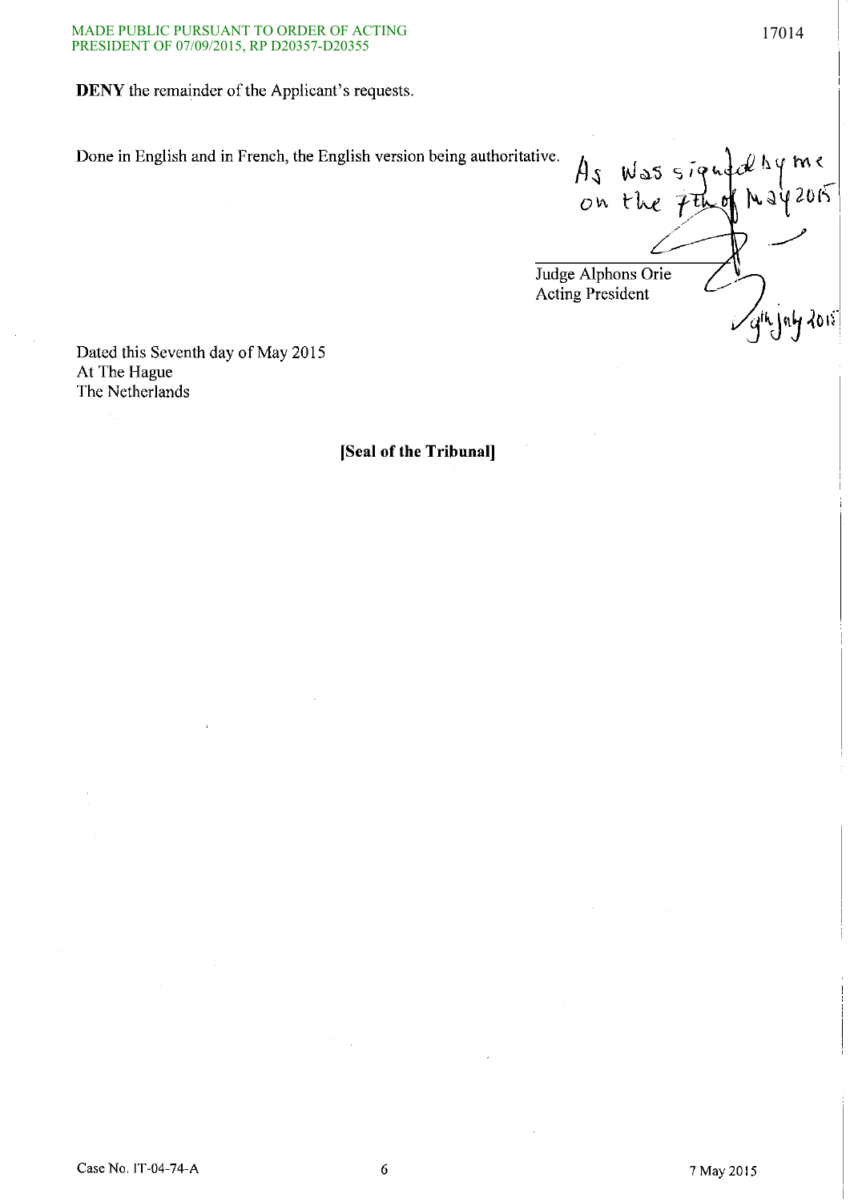MADE PUBLIC PURSUANT TO ORDER OF ACTING PRESIDENT OF 07/09/2015, RP D20357-D20355

**DENY** the remainder of the Applicant's requests.

Done in English and in French, the English version being authoritative.

As was signed by me on the 7th of May 2015

Judge Alphons Orie
Acting President

9th July 2015

Dated this Seventh day of May 2015
At The Hague
The Netherlands

**[Seal of the Tribunal]**